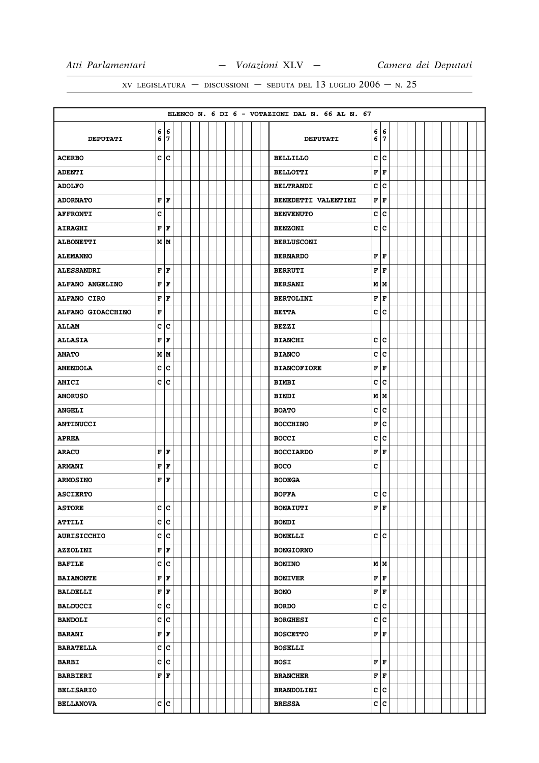ELENCO N. 6 DI 6 - VOTAZIONI DAL N. 66 AL N. 67

| DEPUTATI | 66 | 67 | DEPUTATI | 66 | 67 |
|---|---|---|---|---|---|
| ACERBO | C | C | BELLILLO | C | C |
| ADENTI | | | BELLOTTI | F | F |
| ADOLFO | | | BELTRANDI | C | C |
| ADORNATO | F | F | BENEDETTI VALENTINI | F | F |
| AFFRONTI | C | | BENVENUTO | C | C |
| AIRAGHI | F | F | BENZONI | C | C |
| ALBONETTI | M | M | BERLUSCONI | | |
| ALEMANNO | | | BERNARDO | F | F |
| ALESSANDRI | F | F | BERRUTI | F | F |
| ALFANO ANGELINO | F | F | BERSANI | M | M |
| ALFANO CIRO | F | F | BERTOLINI | F | F |
| ALFANO GIOACCHINO | F | | BETTA | C | C |
| ALLAM | C | C | BEZZI | | |
| ALLASIA | F | F | BIANCHI | C | C |
| AMATO | M | M | BIANCO | C | C |
| AMENDOLA | C | C | BIANCOFIORE | F | F |
| AMICI | C | C | BIMBI | C | C |
| AMORUSO | | | BINDI | M | M |
| ANGELI | | | BOATO | C | C |
| ANTINUCCI | | | BOCCHINO | F | C |
| APREA | | | BOCCI | C | C |
| ARACU | F | F | BOCCIARDO | F | F |
| ARMANI | F | F | BOCO | C | |
| ARMOSINO | F | F | BODEGA | | |
| ASCIERTO | | | BOFFA | C | C |
| ASTORE | C | C | BONAIUTI | F | F |
| ATTILI | C | C | BONDI | | |
| AURISICCHIO | C | C | BONELLI | C | C |
| AZZOLINI | F | F | BONGIORNO | | |
| BAFILE | C | C | BONINO | M | M |
| BAIAMONTE | F | F | BONIVER | F | F |
| BALDELLI | F | F | BONO | F | F |
| BALDUCCI | C | C | BORDO | C | C |
| BANDOLI | C | C | BORGHESI | C | C |
| BARANI | F | F | BOSCETTO | F | F |
| BARATELLA | C | C | BOSELLI | | |
| BARBI | C | C | BOSI | F | F |
| BARBIERI | F | F | BRANCHER | F | F |
| BELISARIO | | | BRANDOLINI | C | C |
| BELLANOVA | C | C | BRESSA | C | C |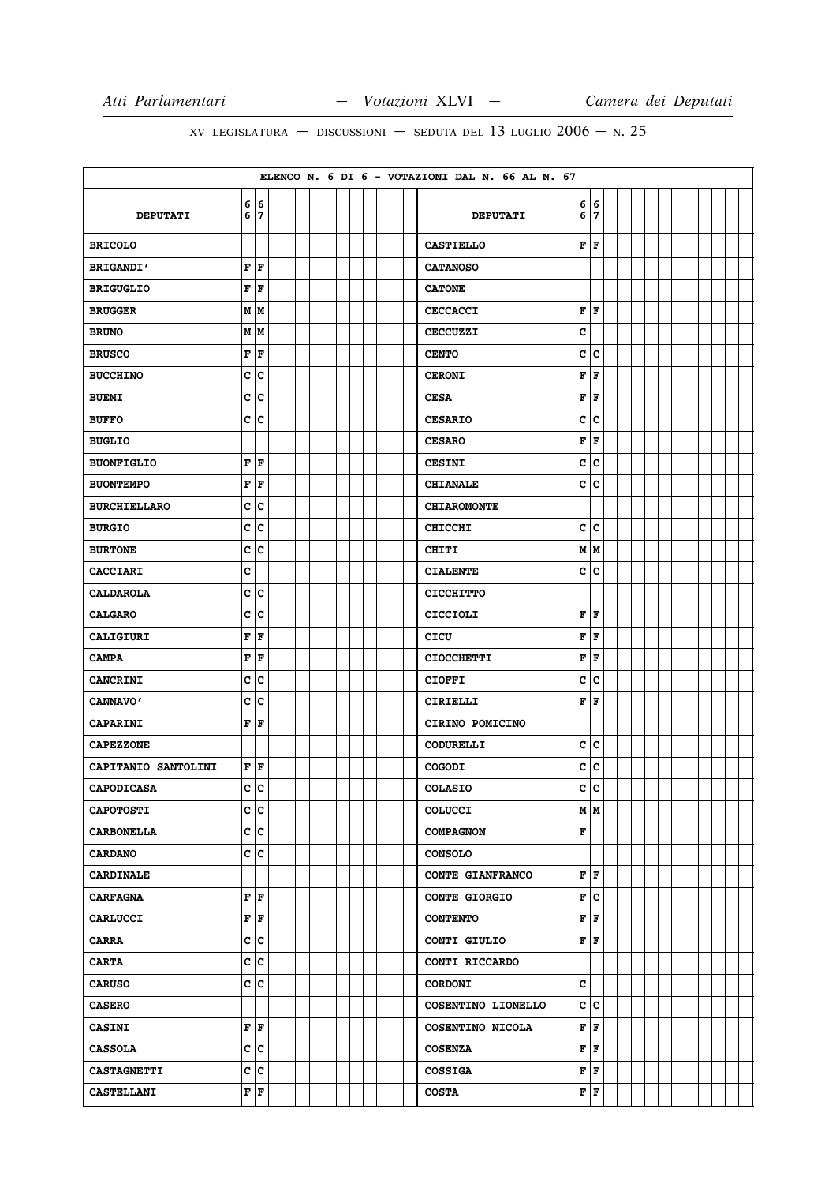XV LEGISLATURA — DISCUSSIONI — SEDUTA DEL 13 LUGLIO 2006 — N. 25

ELENCO N. 6 DI 6 - VOTAZIONI DAL N. 66 AL N. 67

| DEPUTATI | 66 | 67 | DEPUTATI | 66 | 67 |
|---|---|---|---|---|---|
| BRICOLO | | | CASTIELLO | F | F |
| BRIGANDI' | F | F | CATANOSO | | |
| BRIGUGLIO | F | F | CATONE | | |
| BRUGGER | M | M | CECCACCI | F | F |
| BRUNO | M | M | CECCUZZI | C | |
| BRUSCO | F | F | CENTO | C | C |
| BUCCHINO | C | C | CERONI | F | F |
| BUEMI | C | C | CESA | F | F |
| BUFFO | C | C | CESARIO | C | C |
| BUGLIO | | | CESARO | F | F |
| BUONFIGLIO | F | F | CESINI | C | C |
| BUONTEMPO | F | F | CHIANALE | C | C |
| BURCHIELLARO | C | C | CHIAROMONTE | | |
| BURGIO | C | C | CHICCHI | C | C |
| BURTONE | C | C | CHITI | M | M |
| CACCIARI | C | | CIALENTE | C | C |
| CALDAROLA | C | C | CICCHITTO | | |
| CALGARO | C | C | CICCIOLI | F | F |
| CALIGIURI | F | F | CICU | F | F |
| CAMPA | F | F | CIOCCHETTI | F | F |
| CANCRINI | C | C | CIOFFI | C | C |
| CANNAVO' | C | C | CIRIELLI | F | F |
| CAPARINI | F | F | CIRINO POMICINO | | |
| CAPEZZONE | | | CODURELLI | C | C |
| CAPITANIO SANTOLINI | F | F | COGODI | C | C |
| CAPODICASA | C | C | COLASIO | C | C |
| CAPOTOSTI | C | C | COLUCCI | M | M |
| CARBONELLA | C | C | COMPAGNON | F | |
| CARDANO | C | C | CONSOLO | | |
| CARDINALE | | | CONTE GIANFRANCO | F | F |
| CARFAGNA | F | F | CONTE GIORGIO | F | C |
| CARLUCCI | F | F | CONTENTO | F | F |
| CARRA | C | C | CONTI GIULIO | F | F |
| CARTA | C | C | CONTI RICCARDO | | |
| CARUSO | C | C | CORDONI | C | |
| CASERO | | | COSENTINO LIONELLO | C | C |
| CASINI | F | F | COSENTINO NICOLA | F | F |
| CASSOLA | C | C | COSENZA | F | F |
| CASTAGNETTI | C | C | COSSIGA | F | F |
| CASTELLANI | F | F | COSTA | F | F |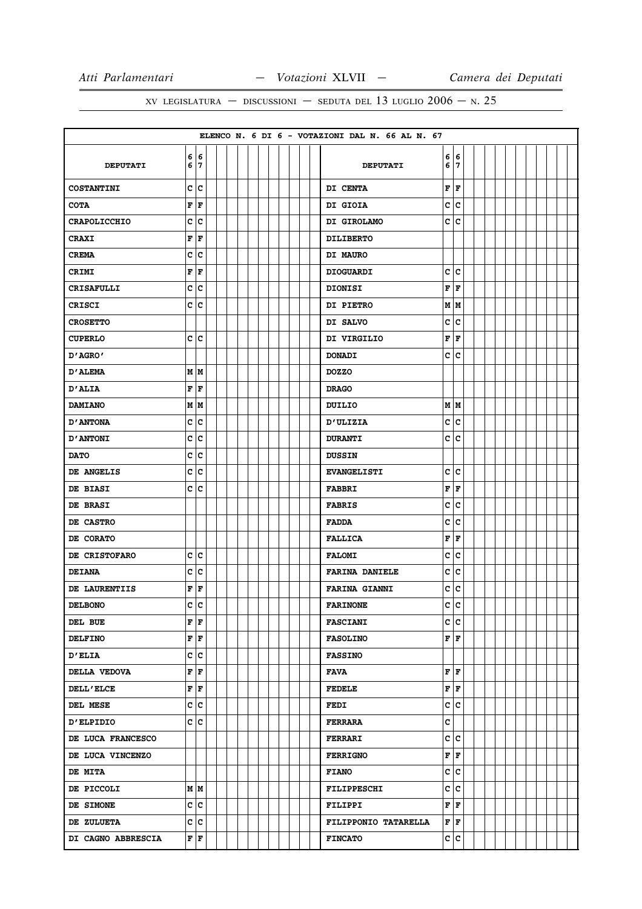ELENCO N. 6 DI 6 - VOTAZIONI DAL N. 66 AL N. 67

| DEPUTATI | 66 | 67 | DEPUTATI | 66 | 67 |
|---|---|---|---|---|---|
| COSTANTINI | C | C | DI CENTA | F | F |
| COTA | F | F | DI GIOIA | C | C |
| CRAPOLICCHIO | C | C | DI GIROLAMO | C | C |
| CRAXI | F | F | DILIBERTO | | |
| CREMA | C | C | DI MAURO | | |
| CRIMI | F | F | DIOGUARDI | C | C |
| CRISAFULLI | C | C | DIONISI | F | F |
| CRISCI | C | C | DI PIETRO | M | M |
| CROSETTO | | | DI SALVO | C | C |
| CUPERLO | C | C | DI VIRGILIO | F | F |
| D'AGRO' | | | DONADI | C | C |
| D'ALEMA | M | M | DOZZO | | |
| D'ALIA | F | F | DRAGO | | |
| DAMIANO | M | M | DUILIO | M | M |
| D'ANTONA | C | C | D'ULIZIA | C | C |
| D'ANTONI | C | C | DURANTI | C | C |
| DATO | C | C | DUSSIN | | |
| DE ANGELIS | C | C | EVANGELISTI | C | C |
| DE BIASI | C | C | FABBRI | F | F |
| DE BRASI | | | FABRIS | C | C |
| DE CASTRO | | | FADDA | C | C |
| DE CORATO | | | FALLICA | F | F |
| DE CRISTOFARO | C | C | FALOMI | C | C |
| DEIANA | C | C | FARINA DANIELE | C | C |
| DE LAURENTIIS | F | F | FARINA GIANNI | C | C |
| DELBONO | C | C | FARINONE | C | C |
| DEL BUE | F | F | FASCIANI | C | C |
| DELFINO | F | F | FASOLINO | F | F |
| D'ELIA | C | C | FASSINO | | |
| DELLA VEDOVA | F | F | FAVA | F | F |
| DELL'ELCE | F | F | FEDELE | F | F |
| DEL MESE | C | C | FEDI | C | C |
| D'ELPIDIO | C | C | FERRARA | C | |
| DE LUCA FRANCESCO | | | FERRARI | C | C |
| DE LUCA VINCENZO | | | FERRIGNO | F | F |
| DE MITA | | | FIANO | C | C |
| DE PICCOLI | M | M | FILIPPESCHI | C | C |
| DE SIMONE | C | C | FILIPPI | F | F |
| DE ZULUETA | C | C | FILIPPONIO TATARELLA | F | F |
| DI CAGNO ABBRESCIA | F | F | FINCATO | C | C |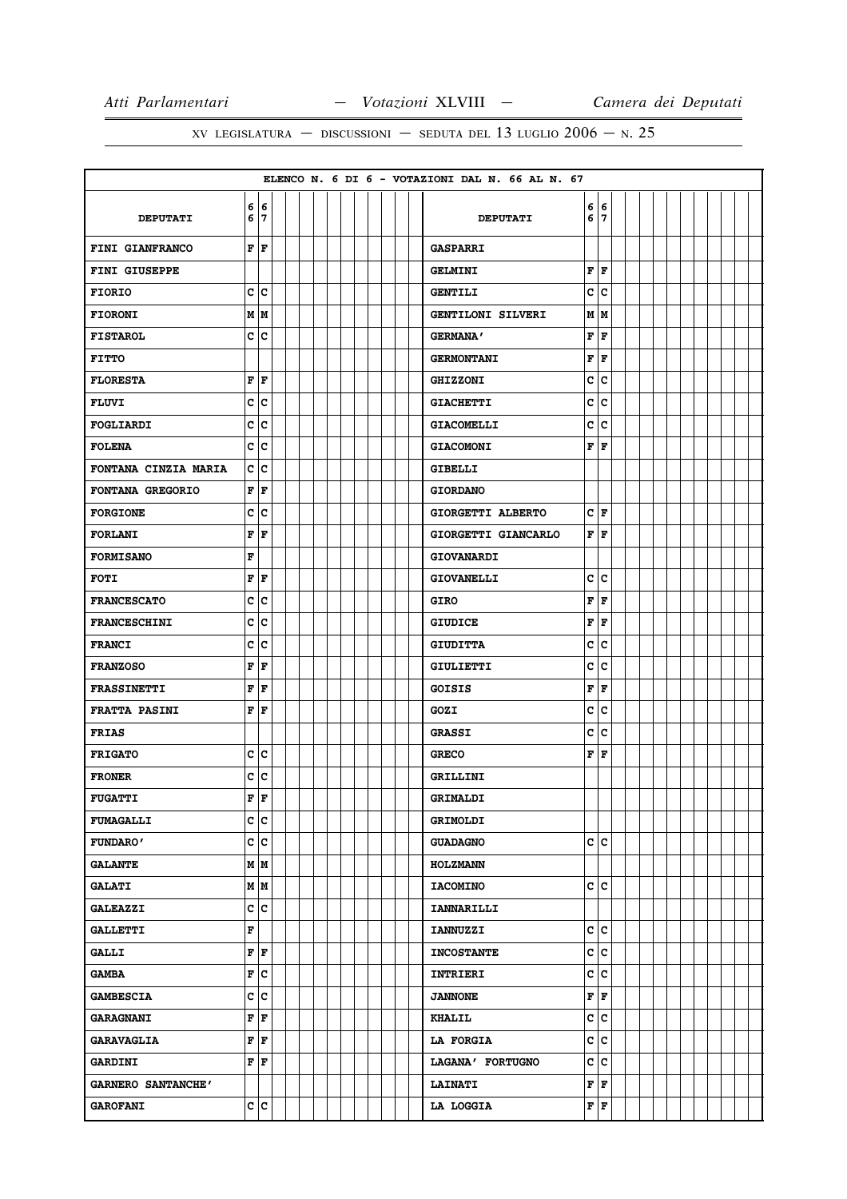ELENCO N. 6 DI 6 - VOTAZIONI DAL N. 66 AL N. 67

| DEPUTATI | 66 | 67 | DEPUTATI | 66 | 67 |
|---|---|---|---|---|---|
| FINI GIANFRANCO | F | F | GASPARRI | | |
| FINI GIUSEPPE | | | GELMINI | F | F |
| FIORIO | C | C | GENTILI | C | C |
| FIORONI | M | M | GENTILONI SILVERI | M | M |
| FISTAROL | C | C | GERMANA' | F | F |
| FITTO | | | GERMONTANI | F | F |
| FLORESTA | F | F | GHIZZONI | C | C |
| FLUVI | C | C | GIACHETTI | C | C |
| FOGLIARDI | C | C | GIACOMELLI | C | C |
| FOLENA | C | C | GIACOMONI | F | F |
| FONTANA CINZIA MARIA | C | C | GIBELLI | | |
| FONTANA GREGORIO | F | F | GIORDANO | | |
| FORGIONE | C | C | GIORGETTI ALBERTO | C | F |
| FORLANI | F | F | GIORGETTI GIANCARLO | F | F |
| FORMISANO | F | | GIOVANARDI | | |
| FOTI | F | F | GIOVANELLI | C | C |
| FRANCESCATO | C | C | GIRO | F | F |
| FRANCESCHINI | C | C | GIUDICE | F | F |
| FRANCI | C | C | GIUDITTA | C | C |
| FRANZOSO | F | F | GIULIETTI | C | C |
| FRASSINETTI | F | F | GOISIS | F | F |
| FRATTA PASINI | F | F | GOZI | C | C |
| FRIAS | | | GRASSI | C | C |
| FRIGATO | C | C | GRECO | F | F |
| FRONER | C | C | GRILLINI | | |
| FUGATTI | F | F | GRIMALDI | | |
| FUMAGALLI | C | C | GRIMOLDI | | |
| FUNDARO' | C | C | GUADAGNO | C | C |
| GALANTE | M | M | HOLZMANN | | |
| GALATI | M | M | IACOMINO | C | C |
| GALEAZZI | C | C | IANNARILLI | | |
| GALLETTI | F | | IANNUZZI | C | C |
| GALLI | F | F | INCOSTANTE | C | C |
| GAMBA | F | C | INTRIERI | C | C |
| GAMBESCIA | C | C | JANNONE | F | F |
| GARAGNANI | F | F | KHALIL | C | C |
| GARAVAGLIA | F | F | LA FORGIA | C | C |
| GARDINI | F | F | LAGANA' FORTUGNO | C | C |
| GARNERO SANTANCHE' | | | LAINATI | F | F |
| GAROFANI | C | C | LA LOGGIA | F | F |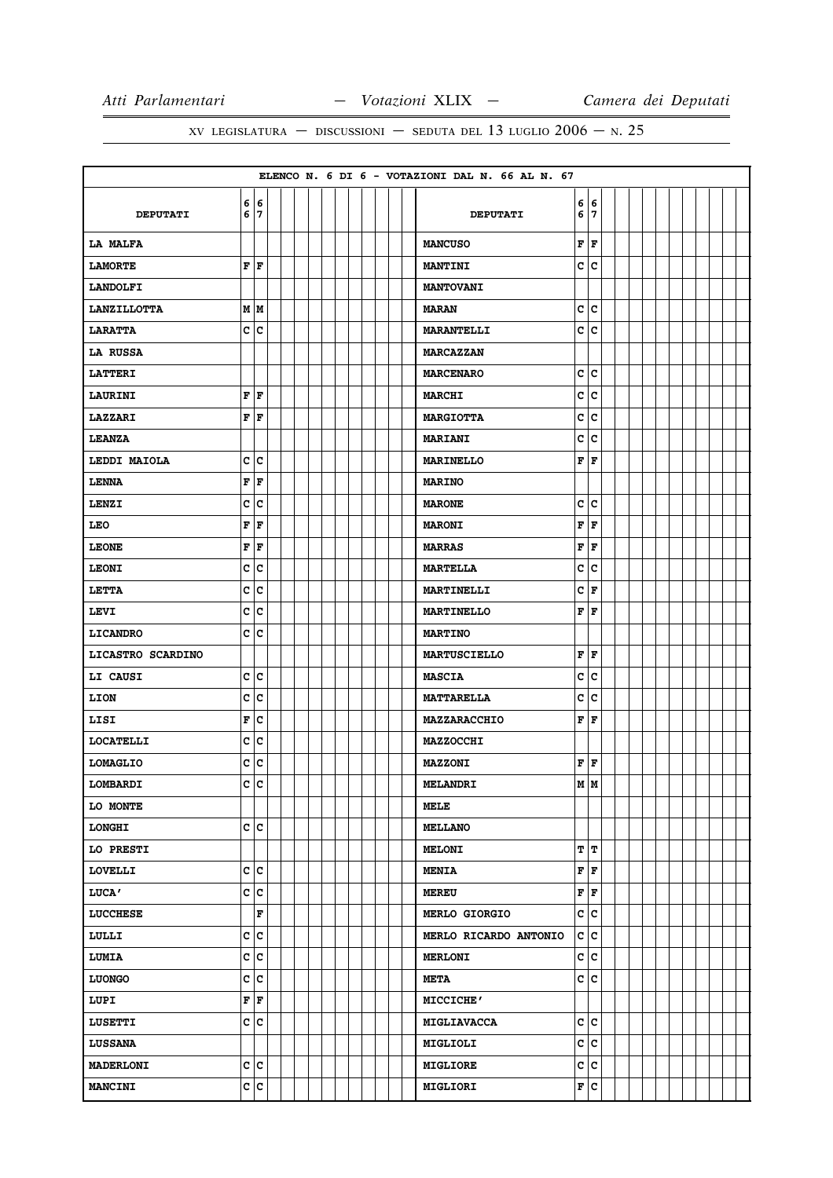ELENCO N. 6 DI 6 - VOTAZIONI DAL N. 66 AL N. 67

| DEPUTATI | 66 | 67 | DEPUTATI | 66 | 67 |
|---|---|---|---|---|---|
| LA MALFA | | | MANCUSO | F | F |
| LAMORTE | F | F | MANTINI | C | C |
| LANDOLFI | | | MANTOVANI | | |
| LANZILLOTTA | M | M | MARAN | C | C |
| LARATTA | C | C | MARANTELLI | C | C |
| LA RUSSA | | | MARCAZZAN | | |
| LATTERI | | | MARCENARO | C | C |
| LAURINI | F | F | MARCHI | C | C |
| LAZZARI | F | F | MARGIOTTA | C | C |
| LEANZA | | | MARIANI | C | C |
| LEDDI MAIOLA | C | C | MARINELLO | F | F |
| LENNA | F | F | MARINO | | |
| LENZI | C | C | MARONE | C | C |
| LEO | F | F | MARONI | F | F |
| LEONE | F | F | MARRAS | F | F |
| LEONI | C | C | MARTELLA | C | C |
| LETTA | C | C | MARTINELLI | C | F |
| LEVI | C | C | MARTINELLO | F | F |
| LICANDRO | C | C | MARTINO | | |
| LICASTRO SCARDINO | | | MARTUSCIELLO | F | F |
| LI CAUSI | C | C | MASCIA | C | C |
| LION | C | C | MATTARELLA | C | C |
| LISI | F | C | MAZZARACCHIO | F | F |
| LOCATELLI | C | C | MAZZOCCHI | | |
| LOMAGLIO | C | C | MAZZONI | F | F |
| LOMBARDI | C | C | MELANDRI | M | M |
| LO MONTE | | | MELE | | |
| LONGHI | C | C | MELLANO | | |
| LO PRESTI | | | MELONI | T | T |
| LOVELLI | C | C | MENIA | F | F |
| LUCA' | C | C | MEREU | F | F |
| LUCCHESE | | F | MERLO GIORGIO | C | C |
| LULLI | C | C | MERLO RICARDO ANTONIO | C | C |
| LUMIA | C | C | MERLONI | C | C |
| LUONGO | C | C | META | C | C |
| LUPI | F | F | MICCICHE' | | |
| LUSETTI | C | C | MIGLIAVACCA | C | C |
| LUSSANA | | | MIGLIOLI | C | C |
| MADERLONI | C | C | MIGLIORE | C | C |
| MANCINI | C | C | MIGLIORI | F | C |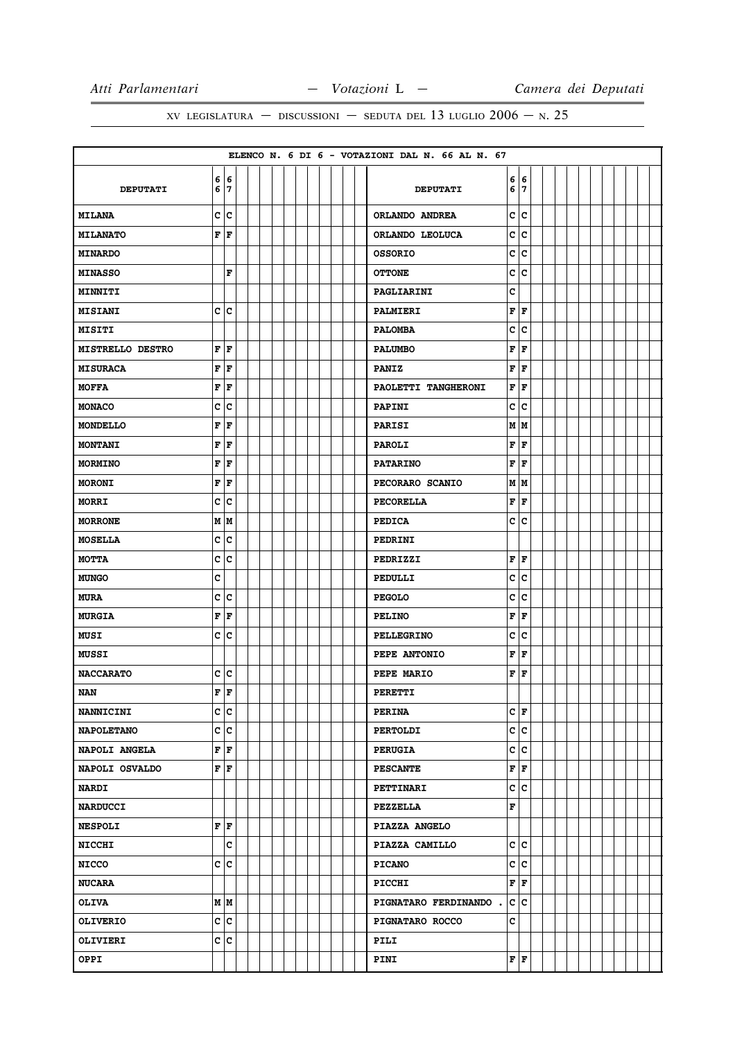ELENCO N. 6 DI 6 - VOTAZIONI DAL N. 66 AL N. 67

| DEPUTATI | 66 | 67 | DEPUTATI | 66 | 67 |
|---|---|---|---|---|---|
| MILANA | C | C | ORLANDO ANDREA | C | C |
| MILANATO | F | F | ORLANDO LEOLUCA | C | C |
| MINARDO | | | OSSORIO | C | C |
| MINASSO | | F | OTTONE | C | C |
| MINNITI | | | PAGLIARINI | C | |
| MISIANI | C | C | PALMIERI | F | F |
| MISITI | | | PALOMBA | C | C |
| MISTRELLO DESTRO | F | F | PALUMBO | F | F |
| MISURACA | F | F | PANIZ | F | F |
| MOFFA | F | F | PAOLETTI TANGHERONI | F | F |
| MONACO | C | C | PAPINI | C | C |
| MONDELLO | F | F | PARISI | M | M |
| MONTANI | F | F | PAROLI | F | F |
| MORMINO | F | F | PATARINO | F | F |
| MORONI | F | F | PECORARO SCANIO | M | M |
| MORRI | C | C | PECORELLA | F | F |
| MORRONE | M | M | PEDICA | C | C |
| MOSELLA | C | C | PEDRINI | | |
| MOTTA | C | C | PEDRIZZI | F | F |
| MUNGO | C | | PEDULLI | C | C |
| MURA | C | C | PEGOLO | C | C |
| MURGIA | F | F | PELINO | F | F |
| MUSI | C | C | PELLEGRINO | C | C |
| MUSSI | | | PEPE ANTONIO | F | F |
| NACCARATO | C | C | PEPE MARIO | F | F |
| NAN | F | F | PERETTI | | |
| NANNICINI | C | C | PERINA | C | F |
| NAPOLETANO | C | C | PERTOLDI | C | C |
| NAPOLI ANGELA | F | F | PERUGIA | C | C |
| NAPOLI OSVALDO | F | F | PESCANTE | F | F |
| NARDI | | | PETTINARI | C | C |
| NARDUCCI | | | PEZZELLA | F | |
| NESPOLI | F | F | PIAZZA ANGELO | | |
| NICCHI | | C | PIAZZA CAMILLO | C | C |
| NICCO | C | C | PICANO | C | C |
| NUCARA | | | PICCHI | F | F |
| OLIVA | M | M | PIGNATARO FERDINANDO . | C | C |
| OLIVERIO | C | C | PIGNATARO ROCCO | C | |
| OLIVIERI | C | C | PILI | | |
| OPPI | | | PINI | F | F |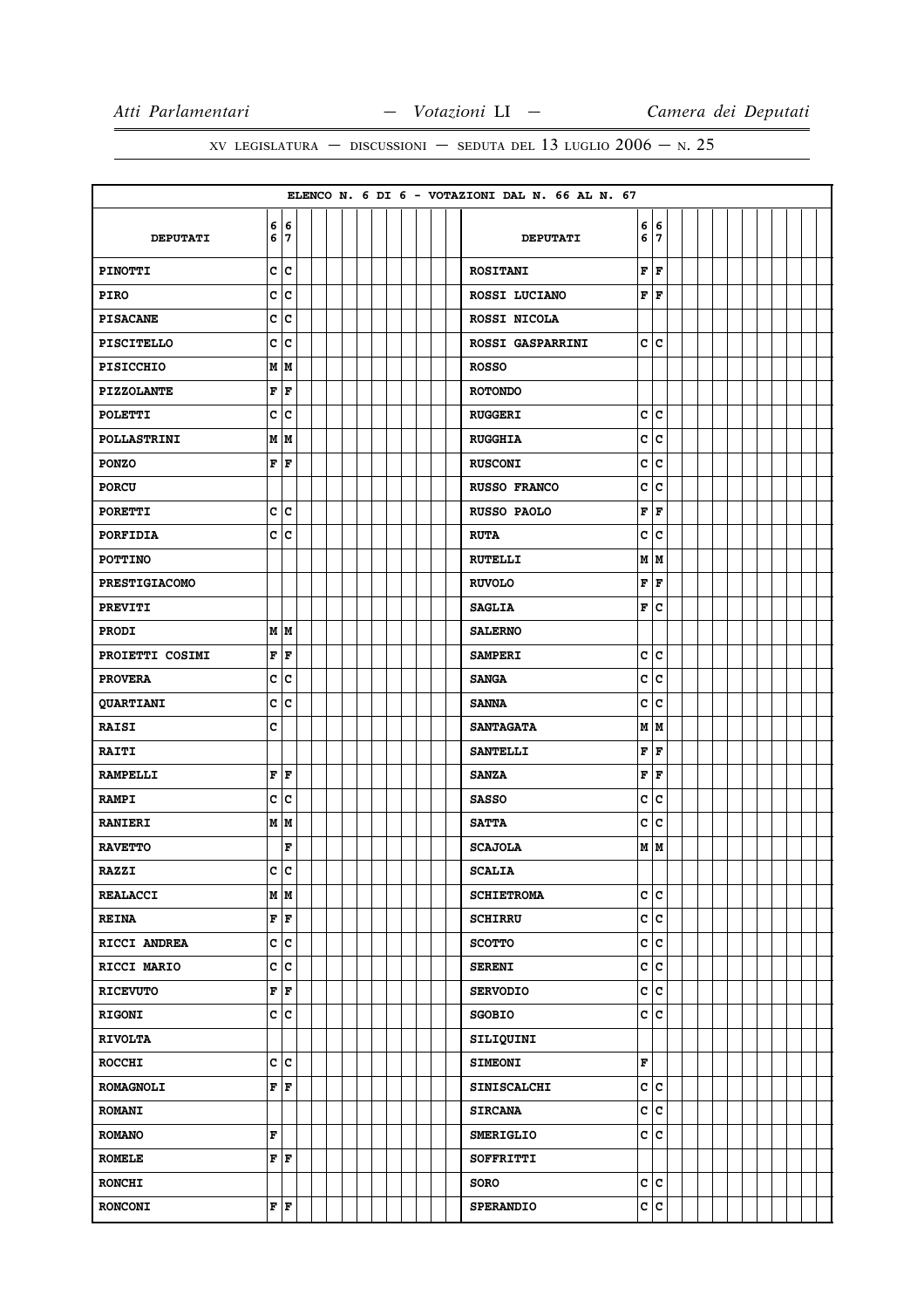ELENCO N. 6 DI 6 - VOTAZIONI DAL N. 66 AL N. 67

| DEPUTATI | 66 | 67 | DEPUTATI | 66 | 67 |
|---|---|---|---|---|---|
| PINOTTI | C | C | ROSITANI | F | F |
| PIRO | C | C | ROSSI LUCIANO | F | F |
| PISACANE | C | C | ROSSI NICOLA | | |
| PISCITELLO | C | C | ROSSI GASPARRINI | C | C |
| PISICCHIO | M | M | ROSSO | | |
| PIZZOLANTE | F | F | ROTONDO | | |
| POLETTI | C | C | RUGGERI | C | C |
| POLLASTRINI | M | M | RUGGHIA | C | C |
| PONZO | F | F | RUSCONI | C | C |
| PORCU | | | RUSSO FRANCO | C | C |
| PORETTI | C | C | RUSSO PAOLO | F | F |
| PORFIDIA | C | C | RUTA | C | C |
| POTTINO | | | RUTELLI | M | M |
| PRESTIGIACOMO | | | RUVOLO | F | F |
| PREVITI | | | SAGLIA | F | C |
| PRODI | M | M | SALERNO | | |
| PROIETTI COSIMI | F | F | SAMPERI | C | C |
| PROVERA | C | C | SANGA | C | C |
| QUARTIANI | C | C | SANNA | C | C |
| RAISI | C | | SANTAGATA | M | M |
| RAITI | | | SANTELLI | F | F |
| RAMPELLI | F | F | SANZA | F | F |
| RAMPI | C | C | SASSO | C | C |
| RANIERI | M | M | SATTA | C | C |
| RAVETTO | | F | SCAJOLA | M | M |
| RAZZI | C | C | SCALIA | | |
| REALACCI | M | M | SCHIETROMA | C | C |
| REINA | F | F | SCHIRRU | C | C |
| RICCI ANDREA | C | C | SCOTTO | C | C |
| RICCI MARIO | C | C | SERENI | C | C |
| RICEVUTO | F | F | SERVODIO | C | C |
| RIGONI | C | C | SGOBIO | C | C |
| RIVOLTA | | | SILIQUINI | | |
| ROCCHI | C | C | SIMEONI | F | |
| ROMAGNOLI | F | F | SINISCALCHI | C | C |
| ROMANI | | | SIRCANA | C | C |
| ROMANO | F | | SMERIGLIO | C | C |
| ROMELE | F | F | SOFFRITTI | | |
| RONCHI | | | SORO | C | C |
| RONCONI | F | F | SPERANDIO | C | C |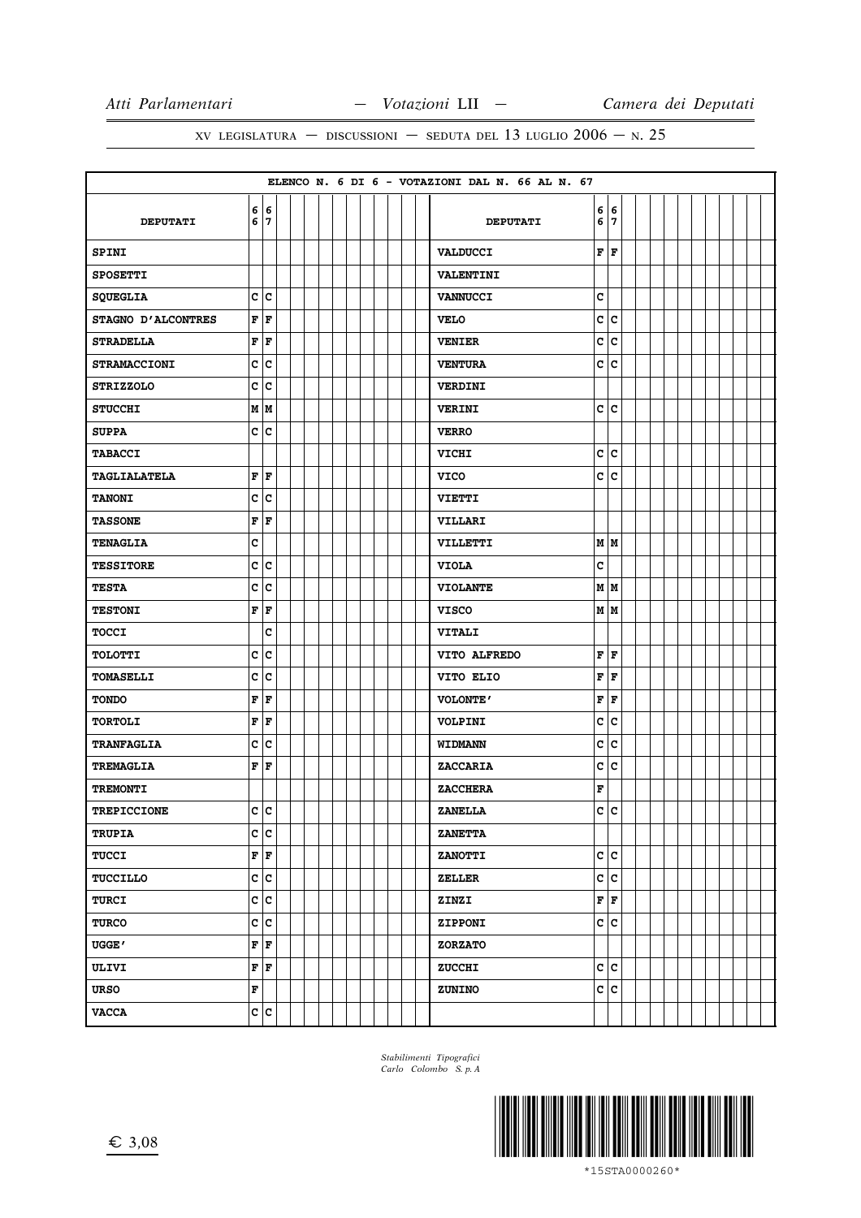XV LEGISLATURA — DISCUSSIONI — SEDUTA DEL 13 LUGLIO 2006 — N. 25

ELENCO N. 6 DI 6 - VOTAZIONI DAL N. 66 AL N. 67

| DEPUTATI | 66 | 67 | DEPUTATI | 66 | 67 |
|---|---|---|---|---|---|
| SPINI | | | VALDUCCI | F | F |
| SPOSETTI | | | VALENTINI | | |
| SQUEGLIA | C | C | VANNUCCI | C | |
| STAGNO D'ALCONTRES | F | F | VELO | C | C |
| STRADELLA | F | F | VENIER | C | C |
| STRAMACCIONI | C | C | VENTURA | C | C |
| STRIZZOLO | C | C | VERDINI | | |
| STUCCHI | M | M | VERINI | C | C |
| SUPPA | C | C | VERRO | | |
| TABACCI | | | VICHI | C | C |
| TAGLIALATELA | F | F | VICO | C | C |
| TANONI | C | C | VIETTI | | |
| TASSONE | F | F | VILLARI | | |
| TENAGLIA | C | | VILLETTI | M | M |
| TESSITORE | C | C | VIOLA | C | |
| TESTA | C | C | VIOLANTE | M | M |
| TESTONI | F | F | VISCO | M | M |
| TOCCI | | C | VITALI | | |
| TOLOTTI | C | C | VITO ALFREDO | F | F |
| TOMASELLI | C | C | VITO ELIO | F | F |
| TONDO | F | F | VOLONTE' | F | F |
| TORTOLI | F | F | VOLPINI | C | C |
| TRANFAGLIA | C | C | WIDMANN | C | C |
| TREMAGLIA | F | F | ZACCARIA | C | C |
| TREMONTI | | | ZACCHERA | F | |
| TREPICCIONE | C | C | ZANELLA | C | C |
| TRUPIA | C | C | ZANETTA | | |
| TUCCI | F | F | ZANOTTI | C | C |
| TUCCILLO | C | C | ZELLER | C | C |
| TURCI | C | C | ZINZI | F | F |
| TURCO | C | C | ZIPPONI | C | C |
| UGGE' | F | F | ZORZATO | | |
| ULIVI | F | F | ZUCCHI | C | C |
| URSO | F | | ZUNINO | C | C |
| VACCA | C | C | | | |

*Stabilimenti Tipografici Carlo Colombo S. p. A*

€ 3,08

*15STA0000260*